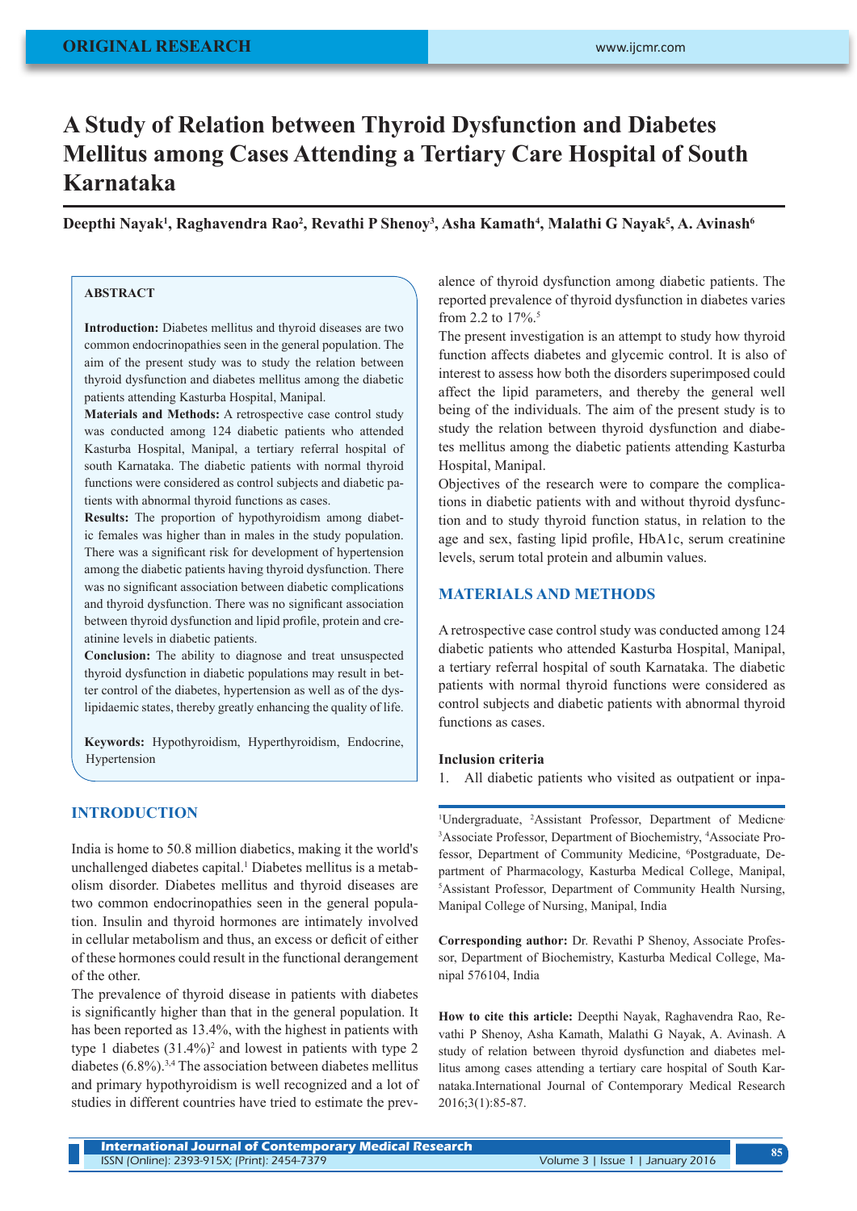ORIGINAL RESEARCH

# A Study of Relation between Thyroid Dysfunction and Diabetes Mellitus among Cases Attending a Tertiary Care Hospital of South Karnataka

**Deepthi Nayak[1], Raghavendra Rao[2], Revathi P Shenoy[3], Asha Kamath[4], Malathi G Nayak[5], A. Avinash[6]**

## ABSTRACT

**Introduction:** Diabetes mellitus and thyroid diseases are two common endocrinopathies seen in the general population. The aim of the present study was to study the relation between thyroid dysfunction and diabetes mellitus among the diabetic patients attending Kasturba Hospital, Manipal.

**Materials and Methods:** A retrospective case control study was conducted among 124 diabetic patients who attended Kasturba Hospital, Manipal, a tertiary referral hospital of south Karnataka. The diabetic patients with normal thyroid functions were considered as control subjects and diabetic patients with abnormal thyroid functions as cases.

**Results:** The proportion of hypothyroidism among diabetic females was higher than in males in the study population. There was a significant risk for development of hypertension among the diabetic patients having thyroid dysfunction. There was no significant association between diabetic complications and thyroid dysfunction. There was no significant association between thyroid dysfunction and lipid profile, protein and creatinine levels in diabetic patients.

**Conclusion:** The ability to diagnose and treat unsuspected thyroid dysfunction in diabetic populations may result in better control of the diabetes, hypertension as well as of the dyslipidaemic states, thereby greatly enhancing the quality of life.

**Keywords:** Hypothyroidism, Hyperthyroidism, Endocrine, Hypertension

## INTRODUCTION

India is home to 50.8 million diabetics, making it the world's unchallenged diabetes capital.[1] Diabetes mellitus is a metabolism disorder. Diabetes mellitus and thyroid diseases are two common endocrinopathies seen in the general population. Insulin and thyroid hormones are intimately involved in cellular metabolism and thus, an excess or deficit of either of these hormones could result in the functional derangement of the other.

The prevalence of thyroid disease in patients with diabetes is significantly higher than that in the general population. It has been reported as 13.4%, with the highest in patients with type 1 diabetes (31.4%)[2] and lowest in patients with type 2 diabetes (6.8%).[3,4] The association between diabetes mellitus and primary hypothyroidism is well recognized and a lot of studies in different countries have tried to estimate the prevalence of thyroid dysfunction among diabetic patients. The reported prevalence of thyroid dysfunction in diabetes varies from 2.2 to 17%.[5]

The present investigation is an attempt to study how thyroid function affects diabetes and glycemic control. It is also of interest to assess how both the disorders superimposed could affect the lipid parameters, and thereby the general well being of the individuals. The aim of the present study is to study the relation between thyroid dysfunction and diabetes mellitus among the diabetic patients attending Kasturba Hospital, Manipal.

Objectives of the research were to compare the complications in diabetic patients with and without thyroid dysfunction and to study thyroid function status, in relation to the age and sex, fasting lipid profile, HbA1c, serum creatinine levels, serum total protein and albumin values.

## MATERIALS AND METHODS

A retrospective case control study was conducted among 124 diabetic patients who attended Kasturba Hospital, Manipal, a tertiary referral hospital of south Karnataka. The diabetic patients with normal thyroid functions were considered as control subjects and diabetic patients with abnormal thyroid functions as cases.

### Inclusion criteria

1. All diabetic patients who visited as outpatient or inpa-

---

[1]Undergraduate, [2]Assistant Professor, Department of Medicne, [3]Associate Professor, Department of Biochemistry, [4]Associate Professor, Department of Community Medicine, [6]Postgraduate, Department of Pharmacology, Kasturba Medical College, Manipal, [5]Assistant Professor, Department of Community Health Nursing, Manipal College of Nursing, Manipal, India

**Corresponding author:** Dr. Revathi P Shenoy, Associate Professor, Department of Biochemistry, Kasturba Medical College, Manipal 576104, India

**How to cite this article:** Deepthi Nayak, Raghavendra Rao, Revathi P Shenoy, Asha Kamath, Malathi G Nayak, A. Avinash. A study of relation between thyroid dysfunction and diabetes mellitus among cases attending a tertiary care hospital of South Karnataka.International Journal of Contemporary Medical Research 2016;3(1):85-87.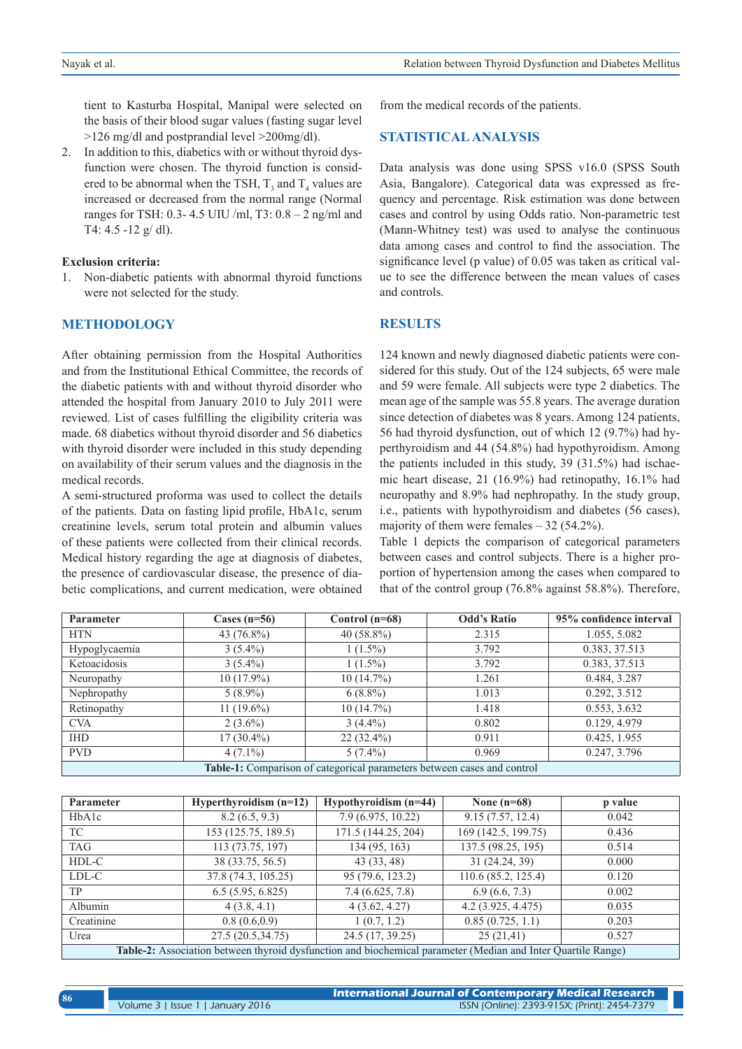tient to Kasturba Hospital, Manipal were selected on the basis of their blood sugar values (fasting sugar level >126 mg/dl and postprandial level >200mg/dl).

2. In addition to this, diabetics with or without thyroid dysfunction were chosen. The thyroid function is considered to be abnormal when the TSH, $T_3$ and $T_4$ values are increased or decreased from the normal range (Normal ranges for TSH: 0.3- 4.5 UIU /ml, T3: 0.8 – 2 ng/ml and T4: 4.5 -12 g/ dl).

**Exclusion criteria:**

1. Non-diabetic patients with abnormal thyroid functions were not selected for the study.

## METHODOLOGY

After obtaining permission from the Hospital Authorities and from the Institutional Ethical Committee, the records of the diabetic patients with and without thyroid disorder who attended the hospital from January 2010 to July 2011 were reviewed. List of cases fulfilling the eligibility criteria was made. 68 diabetics without thyroid disorder and 56 diabetics with thyroid disorder were included in this study depending on availability of their serum values and the diagnosis in the medical records.

A semi-structured proforma was used to collect the details of the patients. Data on fasting lipid profile, HbA1c, serum creatinine levels, serum total protein and albumin values of these patients were collected from their clinical records. Medical history regarding the age at diagnosis of diabetes, the presence of cardiovascular disease, the presence of diabetic complications, and current medication, were obtained from the medical records of the patients.

## STATISTICAL ANALYSIS

Data analysis was done using SPSS v16.0 (SPSS South Asia, Bangalore). Categorical data was expressed as frequency and percentage. Risk estimation was done between cases and control by using Odds ratio. Non-parametric test (Mann-Whitney test) was used to analyse the continuous data among cases and control to find the association. The significance level (p value) of 0.05 was taken as critical value to see the difference between the mean values of cases and controls.

## RESULTS

124 known and newly diagnosed diabetic patients were considered for this study. Out of the 124 subjects, 65 were male and 59 were female. All subjects were type 2 diabetics. The mean age of the sample was 55.8 years. The average duration since detection of diabetes was 8 years. Among 124 patients, 56 had thyroid dysfunction, out of which 12 (9.7%) had hyperthyroidism and 44 (54.8%) had hypothyroidism. Among the patients included in this study, 39 (31.5%) had ischaemic heart disease, 21 (16.9%) had retinopathy, 16.1% had neuropathy and 8.9% had nephropathy. In the study group, i.e., patients with hypothyroidism and diabetes (56 cases), majority of them were females – 32 (54.2%).

Table 1 depicts the comparison of categorical parameters between cases and control subjects. There is a higher proportion of hypertension among the cases when compared to that of the control group (76.8% against 58.8%). Therefore,

| Parameter | Cases (n=56) | Control (n=68) | Odd's Ratio | 95% confidence interval |
|---|---|---|---|---|
| HTN | 43 (76.8%) | 40 (58.8%) | 2.315 | 1.055, 5.082 |
| Hypoglycaemia | 3 (5.4%) | 1 (1.5%) | 3.792 | 0.383, 37.513 |
| Ketoacidosis | 3 (5.4%) | 1 (1.5%) | 3.792 | 0.383, 37.513 |
| Neuropathy | 10 (17.9%) | 10 (14.7%) | 1.261 | 0.484, 3.287 |
| Nephropathy | 5 (8.9%) | 6 (8.8%) | 1.013 | 0.292, 3.512 |
| Retinopathy | 11 (19.6%) | 10 (14.7%) | 1.418 | 0.553, 3.632 |
| CVA | 2 (3.6%) | 3 (4.4%) | 0.802 | 0.129, 4.979 |
| IHD | 17 (30.4%) | 22 (32.4%) | 0.911 | 0.425, 1.955 |
| PVD | 4 (7.1%) | 5 (7.4%) | 0.969 | 0.247, 3.796 |

**Table-1:** Comparison of categorical parameters between cases and control

| Parameter | Hyperthyroidism (n=12) | Hypothyroidism (n=44) | None (n=68) | p value |
|---|---|---|---|---|
| HbA1c | 8.2 (6.5, 9.3) | 7.9 (6.975, 10.22) | 9.15 (7.57, 12.4) | 0.042 |
| TC | 153 (125.75, 189.5) | 171.5 (144.25, 204) | 169 (142.5, 199.75) | 0.436 |
| TAG | 113 (73.75, 197) | 134 (95, 163) | 137.5 (98.25, 195) | 0.514 |
| HDL-C | 38 (33.75, 56.5) | 43 (33, 48) | 31 (24.24, 39) | 0.000 |
| LDL-C | 37.8 (74.3, 105.25) | 95 (79.6, 123.2) | 110.6 (85.2, 125.4) | 0.120 |
| TP | 6.5 (5.95, 6.825) | 7.4 (6.625, 7.8) | 6.9 (6.6, 7.3) | 0.002 |
| Albumin | 4 (3.8, 4.1) | 4 (3.62, 4.27) | 4.2 (3.925, 4.475) | 0.035 |
| Creatinine | 0.8 (0.6,0.9) | 1 (0.7, 1.2) | 0.85 (0.725, 1.1) | 0.203 |
| Urea | 27.5 (20.5,34.75) | 24.5 (17, 39.25) | 25 (21,41) | 0.527 |

**Table-2:** Association between thyroid dysfunction and biochemical parameter (Median and Inter Quartile Range)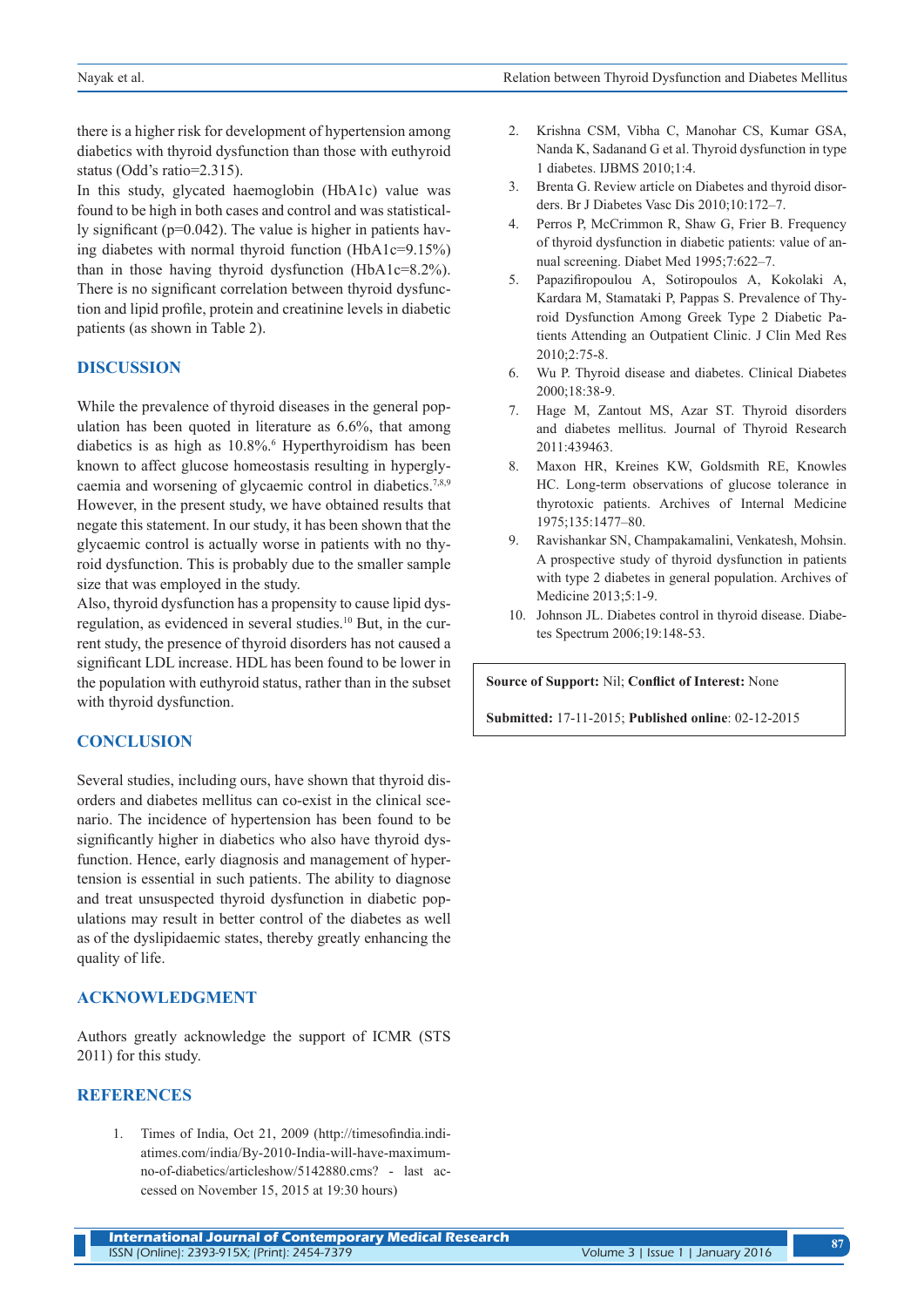there is a higher risk for development of hypertension among diabetics with thyroid dysfunction than those with euthyroid status (Odd's ratio=2.315).

In this study, glycated haemoglobin (HbA1c) value was found to be high in both cases and control and was statistically significant (p=0.042). The value is higher in patients having diabetes with normal thyroid function (HbA1c=9.15%) than in those having thyroid dysfunction (HbA1c=8.2%). There is no significant correlation between thyroid dysfunction and lipid profile, protein and creatinine levels in diabetic patients (as shown in Table 2).

## DISCUSSION

While the prevalence of thyroid diseases in the general population has been quoted in literature as 6.6%, that among diabetics is as high as 10.8%.[6] Hyperthyroidism has been known to affect glucose homeostasis resulting in hyperglycaemia and worsening of glycaemic control in diabetics.[7,8,9] However, in the present study, we have obtained results that negate this statement. In our study, it has been shown that the glycaemic control is actually worse in patients with no thyroid dysfunction. This is probably due to the smaller sample size that was employed in the study.

Also, thyroid dysfunction has a propensity to cause lipid dysregulation, as evidenced in several studies.[10] But, in the current study, the presence of thyroid disorders has not caused a significant LDL increase. HDL has been found to be lower in the population with euthyroid status, rather than in the subset with thyroid dysfunction.

## CONCLUSION

Several studies, including ours, have shown that thyroid disorders and diabetes mellitus can co-exist in the clinical scenario. The incidence of hypertension has been found to be significantly higher in diabetics who also have thyroid dysfunction. Hence, early diagnosis and management of hypertension is essential in such patients. The ability to diagnose and treat unsuspected thyroid dysfunction in diabetic populations may result in better control of the diabetes as well as of the dyslipidaemic states, thereby greatly enhancing the quality of life.

## ACKNOWLEDGMENT

Authors greatly acknowledge the support of ICMR (STS 2011) for this study.

## REFERENCES

1. Times of India, Oct 21, 2009 (http://timesofindia.indiatimes.com/india/By-2010-India-will-have-maximum-no-of-diabetics/articleshow/5142880.cms? - last accessed on November 15, 2015 at 19:30 hours)
2. Krishna CSM, Vibha C, Manohar CS, Kumar GSA, Nanda K, Sadanand G et al. Thyroid dysfunction in type 1 diabetes. IJBMS 2010;1:4.
3. Brenta G. Review article on Diabetes and thyroid disorders. Br J Diabetes Vasc Dis 2010;10:172–7.
4. Perros P, McCrimmon R, Shaw G, Frier B. Frequency of thyroid dysfunction in diabetic patients: value of annual screening. Diabet Med 1995;7:622–7.
5. Papazifiropoulou A, Sotiropoulos A, Kokolaki A, Kardara M, Stamataki P, Pappas S. Prevalence of Thyroid Dysfunction Among Greek Type 2 Diabetic Patients Attending an Outpatient Clinic. J Clin Med Res 2010;2:75-8.
6. Wu P. Thyroid disease and diabetes. Clinical Diabetes 2000;18:38-9.
7. Hage M, Zantout MS, Azar ST. Thyroid disorders and diabetes mellitus. Journal of Thyroid Research 2011:439463.
8. Maxon HR, Kreines KW, Goldsmith RE, Knowles HC. Long-term observations of glucose tolerance in thyrotoxic patients. Archives of Internal Medicine 1975;135:1477–80.
9. Ravishankar SN, Champakamalini, Venkatesh, Mohsin. A prospective study of thyroid dysfunction in patients with type 2 diabetes in general population. Archives of Medicine 2013;5:1-9.
10. Johnson JL. Diabetes control in thyroid disease. Diabetes Spectrum 2006;19:148-53.

**Source of Support:** Nil; **Conflict of Interest:** None

**Submitted:** 17-11-2015; **Published online**: 02-12-2015